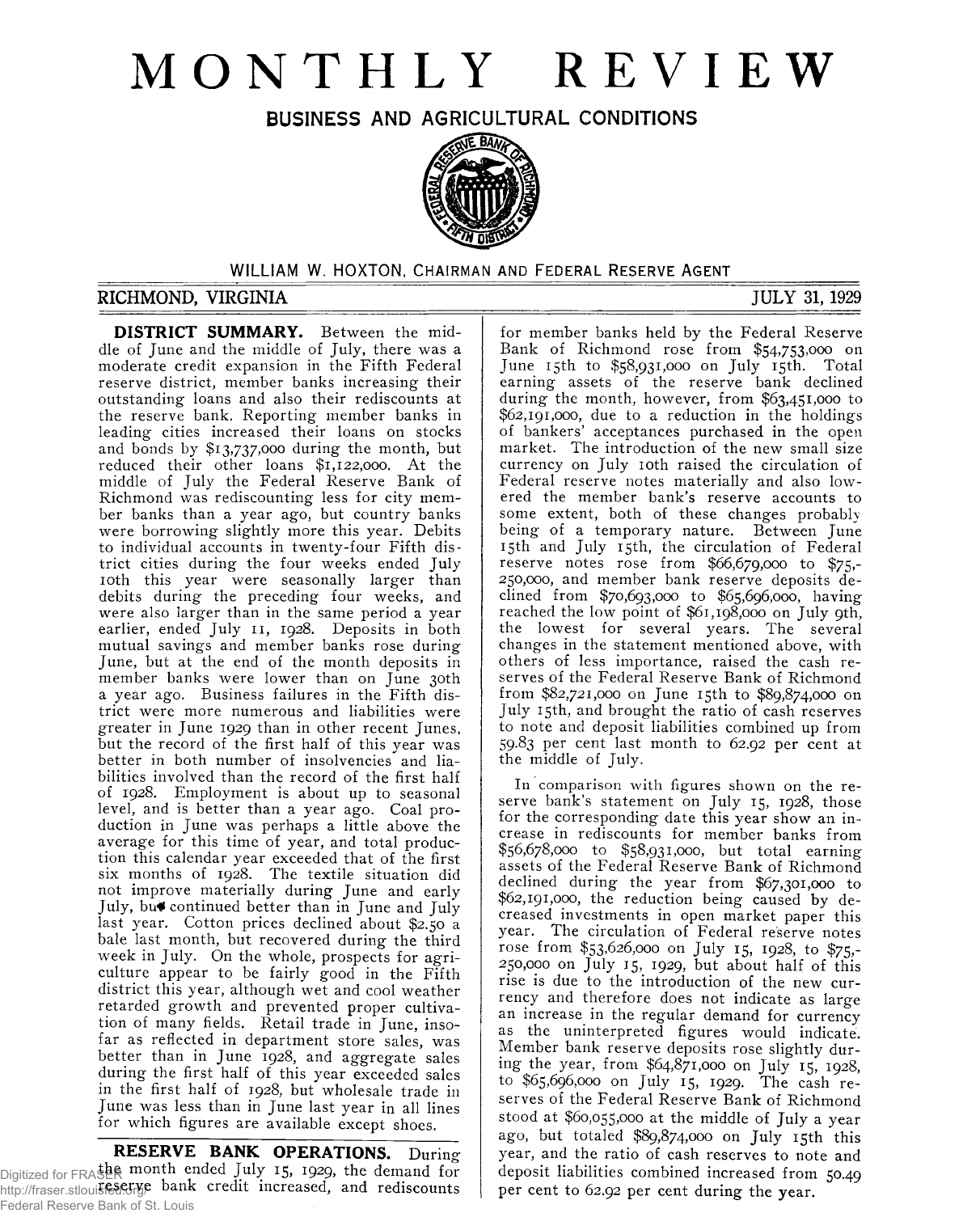# MONTHLY REVIEW

## BUSINESS AND AGRICULTURAL CONDITIONS

WILLIAM W. HOXTON, CHAIRMAN AND FEDERAL RESERVE AGENT

RICHMOND, VIRGINIA — JULY 31, 1929

**DISTRICT SUMMARY.** Between the middle of June and the middle of July, there was a moderate credit expansion in the Fifth Federal reserve district, member banks increasing their outstanding loans and also their rediscounts at the reserve bank. Reporting member banks in leading cities increased their loans on stocks and bonds by $13,737,000 during the month, but reduced their other loans $1,122,000. At the middle of July the Federal Reserve Bank of Richmond was rediscounting less for city member banks than a year ago, but country banks were borrowing slightly more this year. Debits to individual accounts in twenty-four Fifth district cities during the four weeks ended July 10th this year were seasonally larger than debits during the preceding four weeks, and were also larger than in the same period a year earlier, ended July 11, 1928. Deposits in both mutual savings and member banks rose during June, but at the end of the month deposits in member banks were lower than on June 30th a year ago. Business failures in the Fifth district were more numerous and liabilities were greater in June 1929 than in other recent Junes, but the record of the first half of this year was better in both number of insolvencies and liabilities involved than the record of the first half of 1928. Employment is about up to seasonal level, and is better than a year ago. Coal production in June was perhaps a little above the average for this time of year, and total production this calendar year exceeded that of the first six months of 1928. The textile situation did not improve materially during June and early July, but continued better than in June and July last year. Cotton prices declined about $2.50 a bale last month, but recovered during the third week in July. On the whole, prospects for agriculture appear to be fairly good in the Fifth district this year, although wet and cool weather retarded growth and prevented proper cultivation of many fields. Retail trade in June, insofar as reflected in department store sales, was better than in June 1928, and aggregate sales during the first half of this year exceeded sales in the first half of 1928, but wholesale trade in June was less than in June last year in all lines for which figures are available except shoes.

**RESERVE BANK OPERATIONS.** During the month ended July 15, 1929, the demand for reserve bank credit increased, and rediscounts for member banks held by the Federal Reserve Bank of Richmond rose from $54,753,000 on June 15th to $58,931,000 on July 15th. Total earning assets of the reserve bank declined during the month, however, from $63,451,000 to $62,191,000, due to a reduction in the holdings of bankers' acceptances purchased in the open market. The introduction of the new small size currency on July 10th raised the circulation of Federal reserve notes materially and also lowered the member bank's reserve accounts to some extent, both of these changes probably being of a temporary nature. Between June 15th and July 15th, the circulation of Federal reserve notes rose from $66,679,000 to $75,250,000, and member bank reserve deposits declined from $70,693,000 to $65,696,000, having reached the low point of $61,198,000 on July 9th, the lowest for several years. The several changes in the statement mentioned above, with others of less importance, raised the cash reserves of the Federal Reserve Bank of Richmond from $82,721,000 on June 15th to $89,874,000 on July 15th, and brought the ratio of cash reserves to note and deposit liabilities combined up from 59.83 per cent last month to 62.92 per cent at the middle of July.

In comparison with figures shown on the reserve bank's statement on July 15, 1928, those for the corresponding date this year show an increase in rediscounts for member banks from $56,678,000 to $58,931,000, but total earning assets of the Federal Reserve Bank of Richmond declined during the year from $67,301,000 to $62,191,000, the reduction being caused by decreased investments in open market paper this year. The circulation of Federal reserve notes rose from $53,626,000 on July 15, 1928, to $75,250,000 on July 15, 1929, but about half of this rise is due to the introduction of the new currency and therefore does not indicate as large an increase in the regular demand for currency as the uninterpreted figures would indicate. Member bank reserve deposits rose slightly during the year, from $64,871,000 on July 15, 1928, to $65,696,000 on July 15, 1929. The cash reserves of the Federal Reserve Bank of Richmond stood at $60,055,000 at the middle of July a year ago, but totaled $89,874,000 on July 15th this year, and the ratio of cash reserves to note and deposit liabilities combined increased from 50.49 per cent to 62.92 per cent during the year.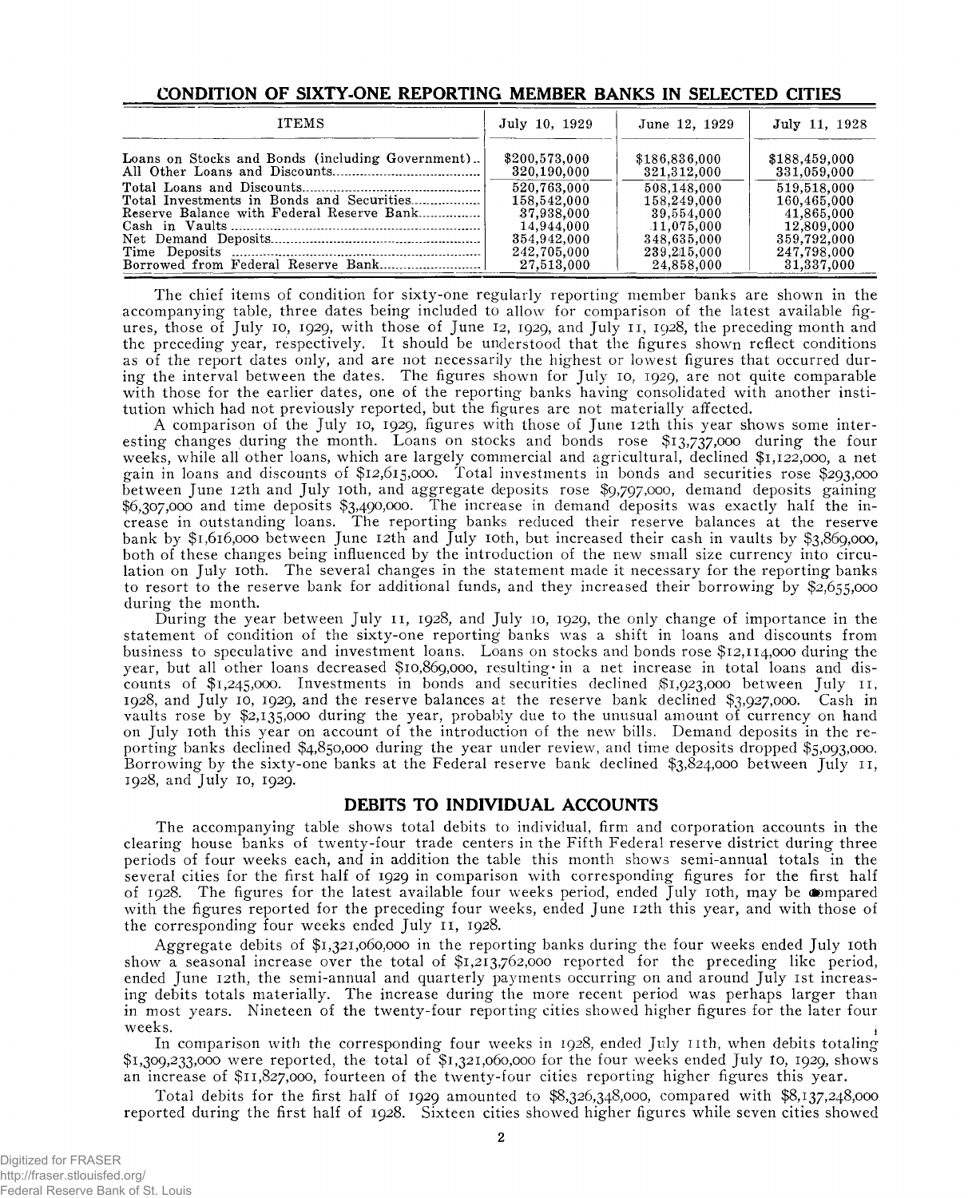## CONDITION OF SIXTY-ONE REPORTING MEMBER BANKS IN SELECTED CITIES

| ITEMS | July 10, 1929 | June 12, 1929 | July 11, 1928 |
|---|---|---|---|
| Loans on Stocks and Bonds (including Government) | $200,573,000 | $186,836,000 | $188,459,000 |
| All Other Loans and Discounts | 320,190,000 | 321,312,000 | 331,059,000 |
| Total Loans and Discounts | 520,763,000 | 508,148,000 | 519,518,000 |
| Total Investments in Bonds and Securities | 158,542,000 | 158,249,000 | 160,465,000 |
| Reserve Balance with Federal Reserve Bank | 37,938,000 | 39,554,000 | 41,865,000 |
| Cash in Vaults | 14,944,000 | 11,075,000 | 12,809,000 |
| Net Demand Deposits | 354,942,000 | 348,635,000 | 359,792,000 |
| Time Deposits | 242,705,000 | 239,215,000 | 247,798,000 |
| Borrowed from Federal Reserve Bank | 27,513,000 | 24,858,000 | 31,337,000 |

The chief items of condition for sixty-one regularly reporting member banks are shown in the accompanying table, three dates being included to allow for comparison of the latest available figures, those of July 10, 1929, with those of June 12, 1929, and July 11, 1928, the preceding month and the preceding year, respectively. It should be understood that the figures shown reflect conditions as of the report dates only, and are not necessarily the highest or lowest figures that occurred during the interval between the dates. The figures shown for July 10, 1929, are not quite comparable with those for the earlier dates, one of the reporting banks having consolidated with another institution which had not previously reported, but the figures are not materially affected.

A comparison of the July 10, 1929, figures with those of June 12th this year shows some interesting changes during the month. Loans on stocks and bonds rose $13,737,000 during the four weeks, while all other loans, which are largely commercial and agricultural, declined $1,122,000, a net gain in loans and discounts of $12,615,000. Total investments in bonds and securities rose $293,000 between June 12th and July 10th, and aggregate deposits rose $9,797,000, demand deposits gaining $6,307,000 and time deposits $3,490,000. The increase in demand deposits was exactly half the increase in outstanding loans. The reporting banks reduced their reserve balances at the reserve bank by $1,616,000 between June 12th and July 10th, but increased their cash in vaults by $3,869,000, both of these changes being influenced by the introduction of the new small size currency into circulation on July 10th. The several changes in the statement made it necessary for the reporting banks to resort to the reserve bank for additional funds, and they increased their borrowing by $2,655,000 during the month.

During the year between July 11, 1928, and July 10, 1929, the only change of importance in the statement of condition of the sixty-one reporting banks was a shift in loans and discounts from business to speculative and investment loans. Loans on stocks and bonds rose $12,114,000 during the year, but all other loans decreased $10,869,000, resulting in a net increase in total loans and discounts of $1,245,000. Investments in bonds and securities declined $1,923,000 between July 11, 1928, and July 10, 1929, and the reserve balances at the reserve bank declined $3,927,000. Cash in vaults rose by $2,135,000 during the year, probably due to the unusual amount of currency on hand on July 10th this year on account of the introduction of the new bills. Demand deposits in the reporting banks declined $4,850,000 during the year under review, and time deposits dropped $5,093,000. Borrowing by the sixty-one banks at the Federal reserve bank declined $3,824,000 between July 11, 1928, and July 10, 1929.

## DEBITS TO INDIVIDUAL ACCOUNTS

The accompanying table shows total debits to individual, firm and corporation accounts in the clearing house banks of twenty-four trade centers in the Fifth Federal reserve district during three periods of four weeks each, and in addition the table this month shows semi-annual totals in the several cities for the first half of 1929 in comparison with corresponding figures for the first half of 1928. The figures for the latest available four weeks period, ended July 10th, may be compared with the figures reported for the preceding four weeks, ended June 12th this year, and with those of the corresponding four weeks ended July 11, 1928.

Aggregate debits of $1,321,060,000 in the reporting banks during the four weeks ended July 10th show a seasonal increase over the total of $1,213,762,000 reported for the preceding like period, ended June 12th, the semi-annual and quarterly payments occurring on and around July 1st increasing debits totals materially. The increase during the more recent period was perhaps larger than in most years. Nineteen of the twenty-four reporting cities showed higher figures for the later four weeks.

In comparison with the corresponding four weeks in 1928, ended July 11th, when debits totaling $1,309,233,000 were reported, the total of $1,321,060,000 for the four weeks ended July 10, 1929, shows an increase of $11,827,000, fourteen of the twenty-four cities reporting higher figures this year.

Total debits for the first half of 1929 amounted to $8,326,348,000, compared with $8,137,248,000 reported during the first half of 1928. Sixteen cities showed higher figures while seven cities showed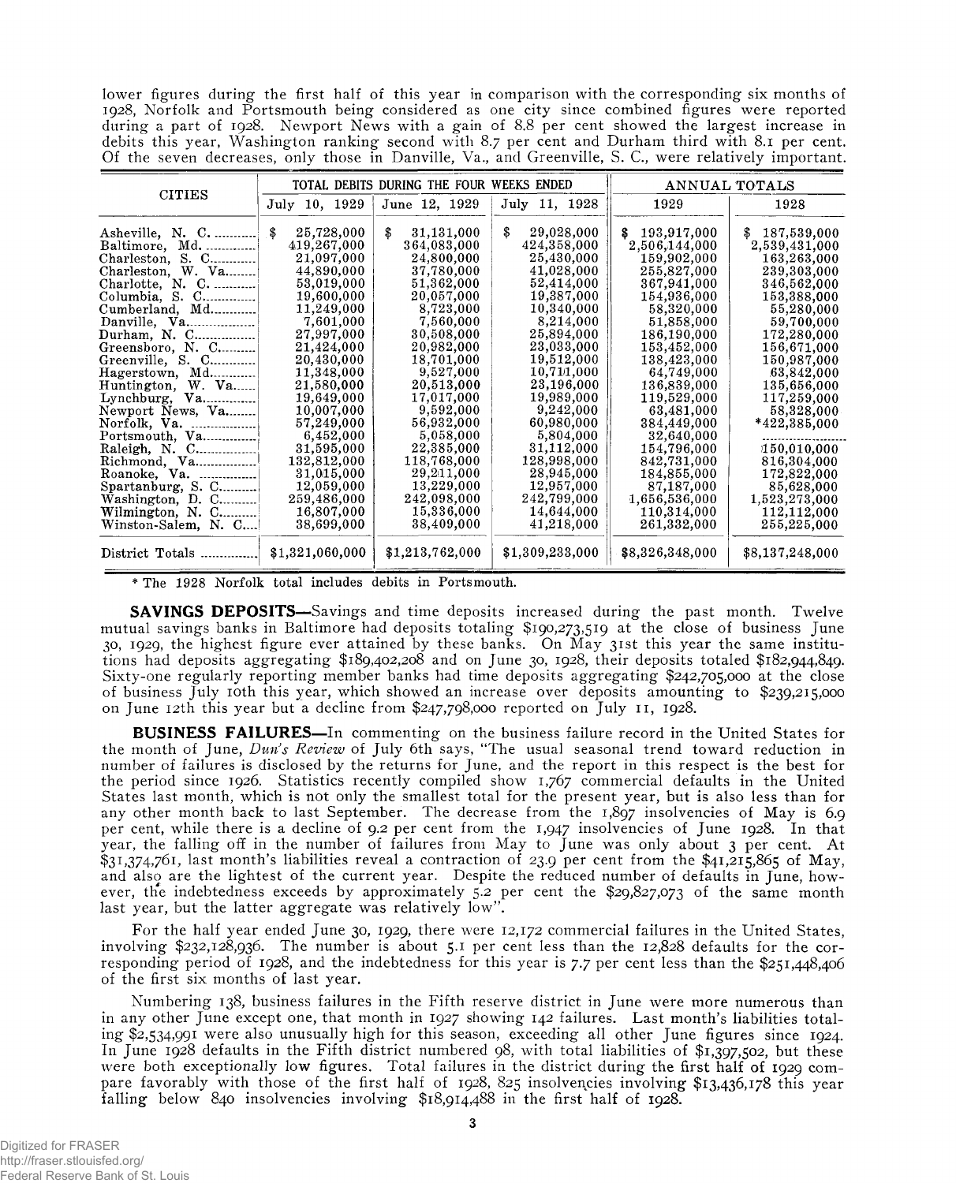lower figures during the first half of this year in comparison with the corresponding six months of 1928, Norfolk and Portsmouth being considered as one city since combined figures were reported during a part of 1928. Newport News with a gain of 8.8 per cent showed the largest increase in debits this year, Washington ranking second with 8.7 per cent and Durham third with 8.1 per cent. Of the seven decreases, only those in Danville, Va., and Greenville, S. C., were relatively important.

| CITIES | TOTAL DEBITS DURING THE FOUR WEEKS ENDED | | | ANNUAL TOTALS | |
|---|---|---|---|---|---|
| | July 10, 1929 | June 12, 1929 | July 11, 1928 | 1929 | 1928 |
| Asheville, N. C. | $ 25,728,000 | $ 31,131,000 | $ 29,028,000 | $ 193,917,000 | $ 187,539,000 |
| Baltimore, Md. | 419,267,000 | 364,083,000 | 424,358,000 | 2,506,144,000 | 2,539,431,000 |
| Charleston, S. C. | 21,097,000 | 24,800,000 | 25,430,000 | 159,902,000 | 163,263,000 |
| Charleston, W. Va. | 44,890,000 | 37,780,000 | 41,028,000 | 255,827,000 | 239,303,000 |
| Charlotte, N. C. | 53,019,000 | 51,362,000 | 52,414,000 | 367,941,000 | 346,562,000 |
| Columbia, S. C. | 19,600,000 | 20,057,000 | 19,387,000 | 154,936,000 | 153,388,000 |
| Cumberland, Md. | 11,249,000 | 8,723,000 | 10,340,000 | 58,320,000 | 55,280,000 |
| Danville, Va. | 7,601,000 | 7,560,000 | 8,214,000 | 51,858,000 | 59,700,000 |
| Durham, N. C. | 27,997,000 | 30,508,000 | 25,894,000 | 186,190,000 | 172,280,000 |
| Greensboro, N. C. | 21,424,000 | 20,982,000 | 23,033,000 | 153,452,000 | 156,671,000 |
| Greenville, S. C. | 20,430,000 | 18,701,000 | 19,512,000 | 138,423,000 | 150,987,000 |
| Hagerstown, Md. | 11,348,000 | 9,527,000 | 10,711,000 | 64,749,000 | 63,842,000 |
| Huntington, W. Va. | 21,580,000 | 20,513,000 | 23,196,000 | 136,839,000 | 135,656,000 |
| Lynchburg, Va. | 19,649,000 | 17,017,000 | 19,989,000 | 119,529,000 | 117,259,000 |
| Newport News, Va. | 10,007,000 | 9,592,000 | 9,242,000 | 63,481,000 | 58,328,000 |
| Norfolk, Va. | 57,249,000 | 56,932,000 | 60,980,000 | 384,449,000 | *422,385,000 |
| Portsmouth, Va. | 6,452,000 | 5,058,000 | 5,804,000 | 32,640,000 | ............ |
| Raleigh, N. C. | 31,595,000 | 22,385,000 | 31,112,000 | 154,796,000 | 150,010,000 |
| Richmond, Va. | 132,812,000 | 118,768,000 | 128,998,000 | 842,731,000 | 816,304,000 |
| Roanoke, Va. | 31,015,000 | 29,211,000 | 28,945,000 | 184,855,000 | 172,822,000 |
| Spartanburg, S. C. | 12,059,000 | 13,229,000 | 12,957,000 | 87,187,000 | 85,628,000 |
| Washington, D. C. | 259,486,000 | 242,098,000 | 242,799,000 | 1,656,536,000 | 1,523,273,000 |
| Wilmington, N. C. | 16,807,000 | 15,336,000 | 14,644,000 | 110,314,000 | 112,112,000 |
| Winston-Salem, N. C. | 38,699,000 | 38,409,000 | 41,218,000 | 261,332,000 | 255,225,000 |
| District Totals | $1,321,060,000 | $1,213,762,000 | $1,309,233,000 | $8,326,348,000 | $8,137,248,000 |

* The 1928 Norfolk total includes debits in Portsmouth.

**SAVINGS DEPOSITS**—Savings and time deposits increased during the past month. Twelve mutual savings banks in Baltimore had deposits totaling $190,273,519 at the close of business June 30, 1929, the highest figure ever attained by these banks. On May 31st this year the same institutions had deposits aggregating $189,402,208 and on June 30, 1928, their deposits totaled $182,944,849. Sixty-one regularly reporting member banks had time deposits aggregating $242,705,000 at the close of business July 10th this year, which showed an increase over deposits amounting to $239,215,000 on June 12th this year but a decline from $247,798,000 reported on July 11, 1928.

**BUSINESS FAILURES**—In commenting on the business failure record in the United States for the month of June, *Dun's Review* of July 6th says, "The usual seasonal trend toward reduction in number of failures is disclosed by the returns for June, and the report in this respect is the best for the period since 1926. Statistics recently compiled show 1,767 commercial defaults in the United States last month, which is not only the smallest total for the present year, but is also less than for any other month back to last September. The decrease from the 1,897 insolvencies of May is 6.9 per cent, while there is a decline of 9.2 per cent from the 1,947 insolvencies of June 1928. In that year, the falling off in the number of failures from May to June was only about 3 per cent. At $31,374,761, last month's liabilities reveal a contraction of 23.9 per cent from the $41,215,865 of May, and also are the lightest of the current year. Despite the reduced number of defaults in June, however, the indebtedness exceeds by approximately 5.2 per cent the $29,827,073 of the same month last year, but the latter aggregate was relatively low".

For the half year ended June 30, 1929, there were 12,172 commercial failures in the United States, involving $232,128,936. The number is about 5.1 per cent less than the 12,828 defaults for the corresponding period of 1928, and the indebtedness for this year is 7.7 per cent less than the $251,448,406 of the first six months of last year.

Numbering 138, business failures in the Fifth reserve district in June were more numerous than in any other June except one, that month in 1927 showing 142 failures. Last month's liabilities totaling $2,534,991 were also unusually high for this season, exceeding all other June figures since 1924. In June 1928 defaults in the Fifth district numbered 98, with total liabilities of $1,397,502, but these were both exceptionally low figures. Total failures in the district during the first half of 1929 compare favorably with those of the first half of 1928, 825 insolvencies involving $13,436,178 this year falling below 840 insolvencies involving $18,914,488 in the first half of 1928.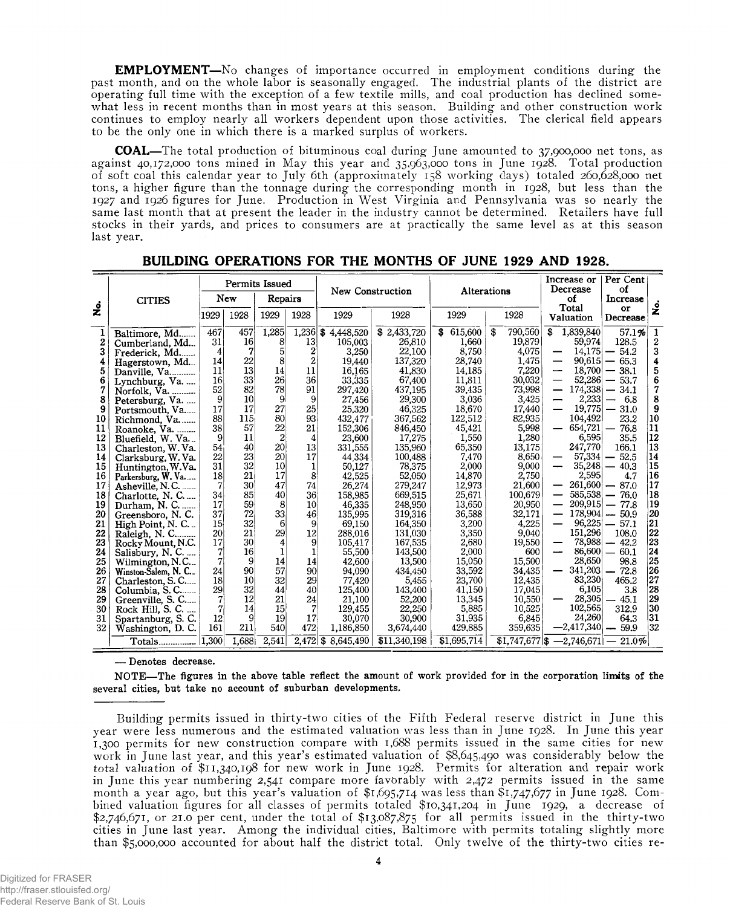**EMPLOYMENT**—No changes of importance occurred in employment conditions during the past month, and on the whole labor is seasonally engaged. The industrial plants of the district are operating full time with the exception of a few textile mills, and coal production has declined somewhat less in recent months than in most years at this season. Building and other construction work continues to employ nearly all workers dependent upon those activities. The clerical field appears to be the only one in which there is a marked surplus of workers.

**COAL**—The total production of bituminous coal during June amounted to 37,900,000 net tons, as against 40,172,000 tons mined in May this year and 35,963,000 tons in June 1928. Total production of soft coal this calendar year to July 6th (approximately 158 working days) totaled 260,628,000 net tons, a higher figure than the tonnage during the corresponding month in 1928, but less than the 1927 and 1926 figures for June. Production in West Virginia and Pennsylvania was so nearly the same last month that at present the leader in the industry cannot be determined. Retailers have full stocks in their yards, and prices to consumers are at practically the same level as at this season last year.

## BUILDING OPERATIONS FOR THE MONTHS OF JUNE 1929 AND 1928.

| No. | CITIES | Permits Issued | | | | New Construction | | Alterations | | Increase or Decrease of Total Valuation | Per Cent of Increase or Decrease | No. |
|---|---|---|---|---|---|---|---|---|---|---|---|---|
| | | New | | Repairs | | | | | | | | |
| | | 1929 | 1928 | 1929 | 1928 | 1929 | 1928 | 1929 | 1928 | | | |
| 1 | Baltimore, Md. | 467 | 457 | 1,285 | 1,236 | $ 4,448,520 | $ 2,433,720 | $ 615,600 | $ 790,560 | $ 1,839,840 | 57.1% | 1 |
| 2 | Cumberland, Md. | 31 | 16 | 8 | 13 | 105,003 | 26,810 | 1,660 | 19,879 | 59,974 | 128.5 | 2 |
| 3 | Frederick, Md. | 4 | 7 | 5 | 2 | 3,250 | 22,100 | 8,750 | 4,075 | — 14,175 | — 54.2 | 3 |
| 4 | Hagerstown, Md. | 14 | 22 | 8 | 2 | 19,440 | 137,320 | 28,740 | 1,475 | — 90,615 | — 65.3 | 4 |
| 5 | Danville, Va. | 11 | 13 | 14 | 11 | 16,165 | 41,830 | 14,185 | 7,220 | — 18,700 | — 38.1 | 5 |
| 6 | Lynchburg, Va. | 16 | 33 | 26 | 36 | 33,335 | 67,400 | 11,811 | 30,032 | — 52,286 | — 53.7 | 6 |
| 7 | Norfolk, Va. | 52 | 82 | 78 | 91 | 297,420 | 437,195 | 39,435 | 73,998 | — 174,338 | — 34.1 | 7 |
| 8 | Petersburg, Va. | 9 | 10 | 9 | 9 | 27,456 | 29,300 | 3,036 | 3,425 | — 2,233 | — 6.8 | 8 |
| 9 | Portsmouth, Va. | 17 | 17 | 27 | 25 | 25,320 | 46,325 | 18,670 | 17,440 | — 19,775 | — 31.0 | 9 |
| 10 | Richmond, Va. | 88 | 115 | 80 | 93 | 432,477 | 367,562 | 122,512 | 82,935 | 104,492 | 23.2 | 10 |
| 11 | Roanoke, Va. | 38 | 57 | 22 | 21 | 152,306 | 846,450 | 45,421 | 5,998 | — 654,721 | — 76.8 | 11 |
| 12 | Bluefield, W. Va. | 9 | 11 | 2 | 4 | 23,600 | 17,275 | 1,550 | 1,280 | 6,595 | 35.5 | 12 |
| 13 | Charleston, W. Va. | 54 | 40 | 20 | 13 | 331,555 | 135,960 | 65,350 | 13,175 | 247,770 | 166.1 | 13 |
| 14 | Clarksburg, W. Va. | 22 | 23 | 20 | 17 | 44,334 | 100,488 | 7,470 | 8,650 | — 57,334 | — 52.5 | 14 |
| 15 | Huntington, W. Va. | 31 | 32 | 10 | 1 | 50,127 | 78,375 | 2,000 | 9,000 | — 35,248 | — 40.3 | 15 |
| 16 | Parkersburg, W. Va. | 18 | 21 | 17 | 8 | 42,525 | 52,050 | 14,870 | 2,750 | 2,595 | 4.7 | 16 |
| 17 | Asheville, N. C. | 7 | 30 | 47 | 74 | 26,274 | 279,247 | 12,973 | 21,600 | — 261,600 | — 87.0 | 17 |
| 18 | Charlotte, N. C. | 34 | 85 | 40 | 36 | 158,985 | 669,515 | 25,671 | 100,679 | — 585,538 | — 76.0 | 18 |
| 19 | Durham, N. C. | 17 | 59 | 8 | 10 | 46,335 | 248,950 | 13,650 | 20,950 | — 209,915 | — 77.8 | 19 |
| 20 | Greensboro, N. C. | 37 | 72 | 33 | 46 | 135,995 | 319,316 | 36,588 | 32,171 | — 178,904 | — 50.9 | 20 |
| 21 | High Point, N. C. | 15 | 32 | 6 | 9 | 69,150 | 164,350 | 3,200 | 4,225 | — 96,225 | — 57.1 | 21 |
| 22 | Raleigh, N. C. | 20 | 21 | 29 | 12 | 288,016 | 131,030 | 3,350 | 9,040 | 151,296 | 108.0 | 22 |
| 23 | Rocky Mount, N.C. | 17 | 30 | 4 | 9 | 105,417 | 167,535 | 2,680 | 19,550 | — 78,988 | — 42.2 | 23 |
| 24 | Salisbury, N. C. | 7 | 16 | 1 | 1 | 55,500 | 143,500 | 2,000 | 600 | — 86,600 | — 60.1 | 24 |
| 25 | Wilmington, N. C. | 7 | 9 | 14 | 14 | 42,600 | 13,500 | 15,050 | 15,500 | 28,650 | 98.8 | 25 |
| 26 | Winston-Salem, N. C. | 24 | 90 | 57 | 90 | 94,090 | 434,450 | 33,592 | 34,435 | — 341,203 | — 72.8 | 26 |
| 27 | Charleston, S. C. | 18 | 10 | 32 | 29 | 77,420 | 5,455 | 23,700 | 12,435 | 83,230 | 465.2 | 27 |
| 28 | Columbia, S. C. | 29 | 32 | 44 | 40 | 125,400 | 143,400 | 41,150 | 17,045 | 6,105 | 3.8 | 28 |
| 29 | Greenville, S. C. | 7 | 12 | 21 | 24 | 21,100 | 52,200 | 13,345 | 10,550 | — 28,305 | — 45.1 | 29 |
| 30 | Rock Hill, S. C. | 7 | 14 | 15 | 7 | 129,455 | 22,250 | 5,885 | 10,525 | 102,565 | 312.9 | 30 |
| 31 | Spartanburg, S. C. | 12 | 9 | 19 | 17 | 30,070 | 30,900 | 31,935 | 6,845 | 24,260 | 64.3 | 31 |
| 32 | Washington, D. C. | 161 | 211 | 540 | 472 | 1,186,850 | 3,674,440 | 429,885 | 359,635 | —2,417,340 | — 59.9 | 32 |
| | Totals | 1,300 | 1,688 | 2,541 | 2,472 | $ 8,645,490 | $11,340,198 | $1,695,714 | $1,747,677 | $ —2,746,671 | — 21.0% | |

— Denotes decrease.

NOTE—The figures in the above table reflect the amount of work provided for in the corporation limits of the several cities, but take no account of suburban developments.

Building permits issued in thirty-two cities of the Fifth Federal reserve district in June this year were less numerous and the estimated valuation was less than in June 1928. In June this year 1,300 permits for new construction compare with 1,688 permits issued in the same cities for new work in June last year, and this year's estimated valuation of $8,645,490 was considerably below the total valuation of $11,340,198 for new work in June 1928. Permits for alteration and repair work in June this year numbering 2,541 compare more favorably with 2,472 permits issued in the same month a year ago, but this year's valuation of $1,695,714 was less than $1,747,677 in June 1928. Combined valuation figures for all classes of permits totaled $10,341,204 in June 1929, a decrease of $2,746,671, or 21.0 per cent, under the total of $13,087,875 for all permits issued in the thirty-two cities in June last year. Among the individual cities, Baltimore with permits totaling slightly more than $5,000,000 accounted for about half the district total. Only twelve of the thirty-two cities re-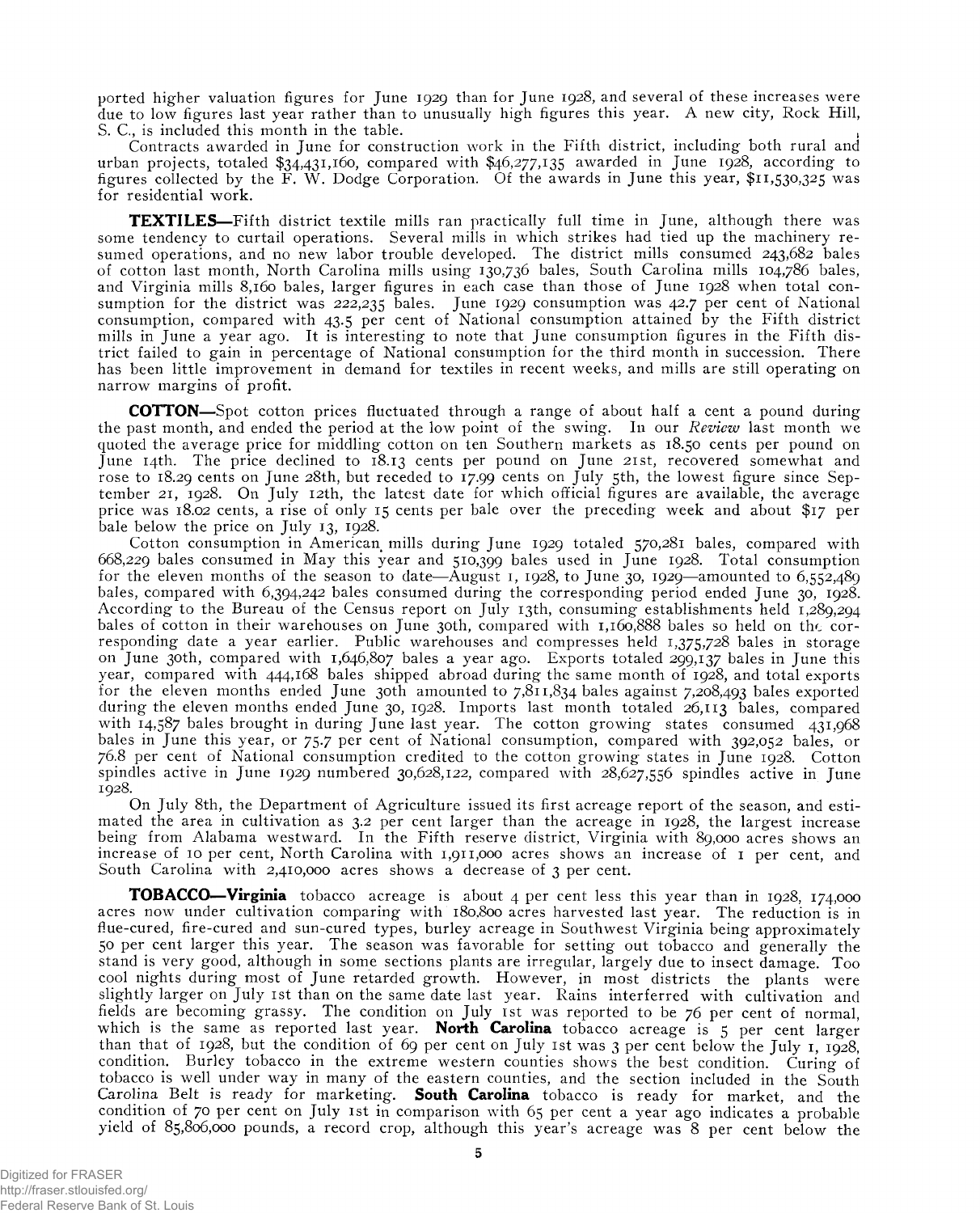ported higher valuation figures for June 1929 than for June 1928, and several of these increases were due to low figures last year rather than to unusually high figures this year. A new city, Rock Hill, S. C., is included this month in the table.

Contracts awarded in June for construction work in the Fifth district, including both rural and urban projects, totaled $34,431,160, compared with $46,277,135 awarded in June 1928, according to figures collected by the F. W. Dodge Corporation. Of the awards in June this year, $11,530,325 was for residential work.

**TEXTILES**—Fifth district textile mills ran practically full time in June, although there was some tendency to curtail operations. Several mills in which strikes had tied up the machinery resumed operations, and no new labor trouble developed. The district mills consumed 243,682 bales of cotton last month, North Carolina mills using 130,736 bales, South Carolina mills 104,786 bales, and Virginia mills 8,160 bales, larger figures in each case than those of June 1928 when total consumption for the district was 222,235 bales. June 1929 consumption was 42.7 per cent of National consumption, compared with 43.5 per cent of National consumption attained by the Fifth district mills in June a year ago. It is interesting to note that June consumption figures in the Fifth district failed to gain in percentage of National consumption for the third month in succession. There has been little improvement in demand for textiles in recent weeks, and mills are still operating on narrow margins of profit.

**COTTON**—Spot cotton prices fluctuated through a range of about half a cent a pound during the past month, and ended the period at the low point of the swing. In our *Review* last month we quoted the average price for middling cotton on ten Southern markets as 18.50 cents per pound on June 14th. The price declined to 18.13 cents per pound on June 21st, recovered somewhat and rose to 18.29 cents on June 28th, but receded to 17.99 cents on July 5th, the lowest figure since September 21, 1928. On July 12th, the latest date for which official figures are available, the average price was 18.02 cents, a rise of only 15 cents per bale over the preceding week and about $17 per bale below the price on July 13, 1928.

Cotton consumption in American mills during June 1929 totaled 570,281 bales, compared with 668,229 bales consumed in May this year and 510,399 bales used in June 1928. Total consumption for the eleven months of the season to date—August 1, 1928, to June 30, 1929—amounted to 6,552,489 bales, compared with 6,394,242 bales consumed during the corresponding period ended June 30, 1928. According to the Bureau of the Census report on July 13th, consuming establishments held 1,289,294 bales of cotton in their warehouses on June 30th, compared with 1,160,888 bales so held on the corresponding date a year earlier. Public warehouses and compresses held 1,375,728 bales in storage on June 30th, compared with 1,646,807 bales a year ago. Exports totaled 299,137 bales in June this year, compared with 444,168 bales shipped abroad during the same month of 1928, and total exports for the eleven months ended June 30th amounted to 7,811,834 bales against 7,208,493 bales exported during the eleven months ended June 30, 1928. Imports last month totaled 26,113 bales, compared with 14,587 bales brought in during June last year. The cotton growing states consumed 431,968 bales in June this year, or 75.7 per cent of National consumption, compared with 392,052 bales, or 76.8 per cent of National consumption credited to the cotton growing states in June 1928. Cotton spindles active in June 1929 numbered 30,628,122, compared with 28,627,556 spindles active in June 1928.

On July 8th, the Department of Agriculture issued its first acreage report of the season, and estimated the area in cultivation as 3.2 per cent larger than the acreage in 1928, the largest increase being from Alabama westward. In the Fifth reserve district, Virginia with 89,000 acres shows an increase of 10 per cent, North Carolina with 1,911,000 acres shows an increase of 1 per cent, and South Carolina with 2,410,000 acres shows a decrease of 3 per cent.

**TOBACCO—Virginia** tobacco acreage is about 4 per cent less this year than in 1928, 174,000 acres now under cultivation comparing with 180,800 acres harvested last year. The reduction is in flue-cured, fire-cured and sun-cured types, burley acreage in Southwest Virginia being approximately 50 per cent larger this year. The season was favorable for setting out tobacco and generally the stand is very good, although in some sections plants are irregular, largely due to insect damage. Too cool nights during most of June retarded growth. However, in most districts the plants were slightly larger on July 1st than on the same date last year. Rains interferred with cultivation and fields are becoming grassy. The condition on July 1st was reported to be 76 per cent of normal, which is the same as reported last year. **North Carolina** tobacco acreage is 5 per cent larger than that of 1928, but the condition of 69 per cent on July 1st was 3 per cent below the July 1, 1928, condition. Burley tobacco in the extreme western counties shows the best condition. Curing of tobacco is well under way in many of the eastern counties, and the section included in the South Carolina Belt is ready for marketing. **South Carolina** tobacco is ready for market, and the condition of 70 per cent on July 1st in comparison with 65 per cent a year ago indicates a probable yield of 85,806,000 pounds, a record crop, although this year's acreage was 8 per cent below the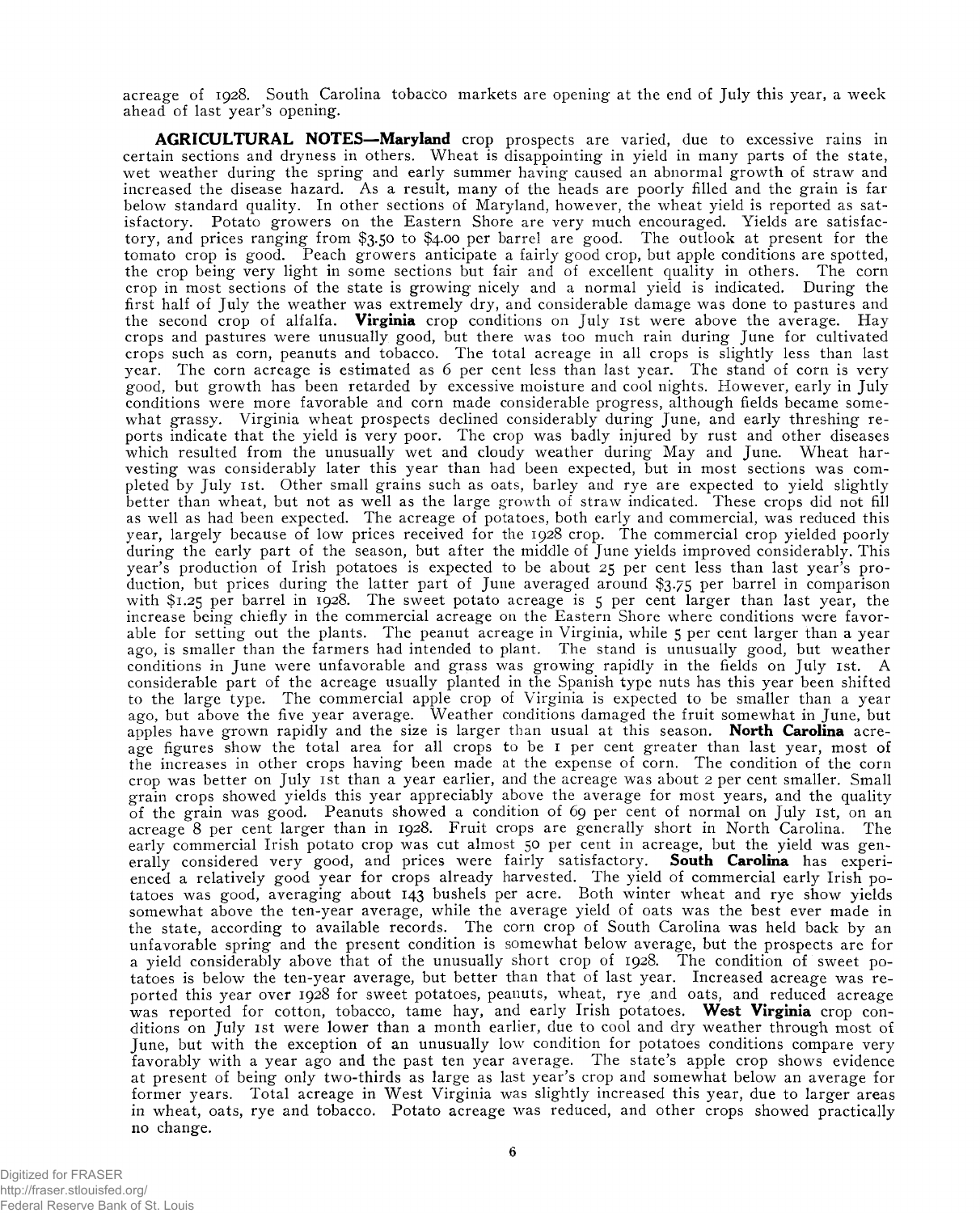acreage of 1928. South Carolina tobacco markets are opening at the end of July this year, a week ahead of last year's opening.

**AGRICULTURAL NOTES—Maryland** crop prospects are varied, due to excessive rains in certain sections and dryness in others. Wheat is disappointing in yield in many parts of the state, wet weather during the spring and early summer having caused an abnormal growth of straw and increased the disease hazard. As a result, many of the heads are poorly filled and the grain is far below standard quality. In other sections of Maryland, however, the wheat yield is reported as satisfactory. Potato growers on the Eastern Shore are very much encouraged. Yields are satisfactory, and prices ranging from $3.50 to $4.00 per barrel are good. The outlook at present for the tomato crop is good. Peach growers anticipate a fairly good crop, but apple conditions are spotted, the crop being very light in some sections but fair and of excellent quality in others. The corn crop in most sections of the state is growing nicely and a normal yield is indicated. During the first half of July the weather was extremely dry, and considerable damage was done to pastures and the second crop of alfalfa. **Virginia** crop conditions on July 1st were above the average. Hay crops and pastures were unusually good, but there was too much rain during June for cultivated crops such as corn, peanuts and tobacco. The total acreage in all crops is slightly less than last year. The corn acreage is estimated as 6 per cent less than last year. The stand of corn is very good, but growth has been retarded by excessive moisture and cool nights. However, early in July conditions were more favorable and corn made considerable progress, although fields became somewhat grassy. Virginia wheat prospects declined considerably during June, and early threshing reports indicate that the yield is very poor. The crop was badly injured by rust and other diseases which resulted from the unusually wet and cloudy weather during May and June. Wheat harvesting was considerably later this year than had been expected, but in most sections was completed by July 1st. Other small grains such as oats, barley and rye are expected to yield slightly better than wheat, but not as well as the large growth of straw indicated. These crops did not fill as well as had been expected. The acreage of potatoes, both early and commercial, was reduced this year, largely because of low prices received for the 1928 crop. The commercial crop yielded poorly during the early part of the season, but after the middle of June yields improved considerably. This year's production of Irish potatoes is expected to be about 25 per cent less than last year's production, but prices during the latter part of June averaged around $3.75 per barrel in comparison with $1.25 per barrel in 1928. The sweet potato acreage is 5 per cent larger than last year, the increase being chiefly in the commercial acreage on the Eastern Shore where conditions were favorable for setting out the plants. The peanut acreage in Virginia, while 5 per cent larger than a year ago, is smaller than the farmers had intended to plant. The stand is unusually good, but weather conditions in June were unfavorable and grass was growing rapidly in the fields on July 1st. A considerable part of the acreage usually planted in the Spanish type nuts has this year been shifted to the large type. The commercial apple crop of Virginia is expected to be smaller than a year ago, but above the five year average. Weather conditions damaged the fruit somewhat in June, but apples have grown rapidly and the size is larger than usual at this season. **North Carolina** acreage figures show the total area for all crops to be 1 per cent greater than last year, most of the increases in other crops having been made at the expense of corn. The condition of the corn crop was better on July 1st than a year earlier, and the acreage was about 2 per cent smaller. Small grain crops showed yields this year appreciably above the average for most years, and the quality of the grain was good. Peanuts showed a condition of 69 per cent of normal on July 1st, on an acreage 8 per cent larger than in 1928. Fruit crops are generally short in North Carolina. The early commercial Irish potato crop was cut almost 50 per cent in acreage, but the yield was generally considered very good, and prices were fairly satisfactory. **South Carolina** has experienced a relatively good year for crops already harvested. The yield of commercial early Irish potatoes was good, averaging about 143 bushels per acre. Both winter wheat and rye show yields somewhat above the ten-year average, while the average yield of oats was the best ever made in the state, according to available records. The corn crop of South Carolina was held back by an unfavorable spring and the present condition is somewhat below average, but the prospects are for a yield considerably above that of the unusually short crop of 1928. The condition of sweet potatoes is below the ten-year average, but better than that of last year. Increased acreage was reported this year over 1928 for sweet potatoes, peanuts, wheat, rye and oats, and reduced acreage was reported for cotton, tobacco, tame hay, and early Irish potatoes. **West Virginia** crop conditions on July 1st were lower than a month earlier, due to cool and dry weather through most of June, but with the exception of an unusually low condition for potatoes conditions compare very favorably with a year ago and the past ten year average. The state's apple crop shows evidence at present of being only two-thirds as large as last year's crop and somewhat below an average for former years. Total acreage in West Virginia was slightly increased this year, due to larger areas in wheat, oats, rye and tobacco. Potato acreage was reduced, and other crops showed practically no change.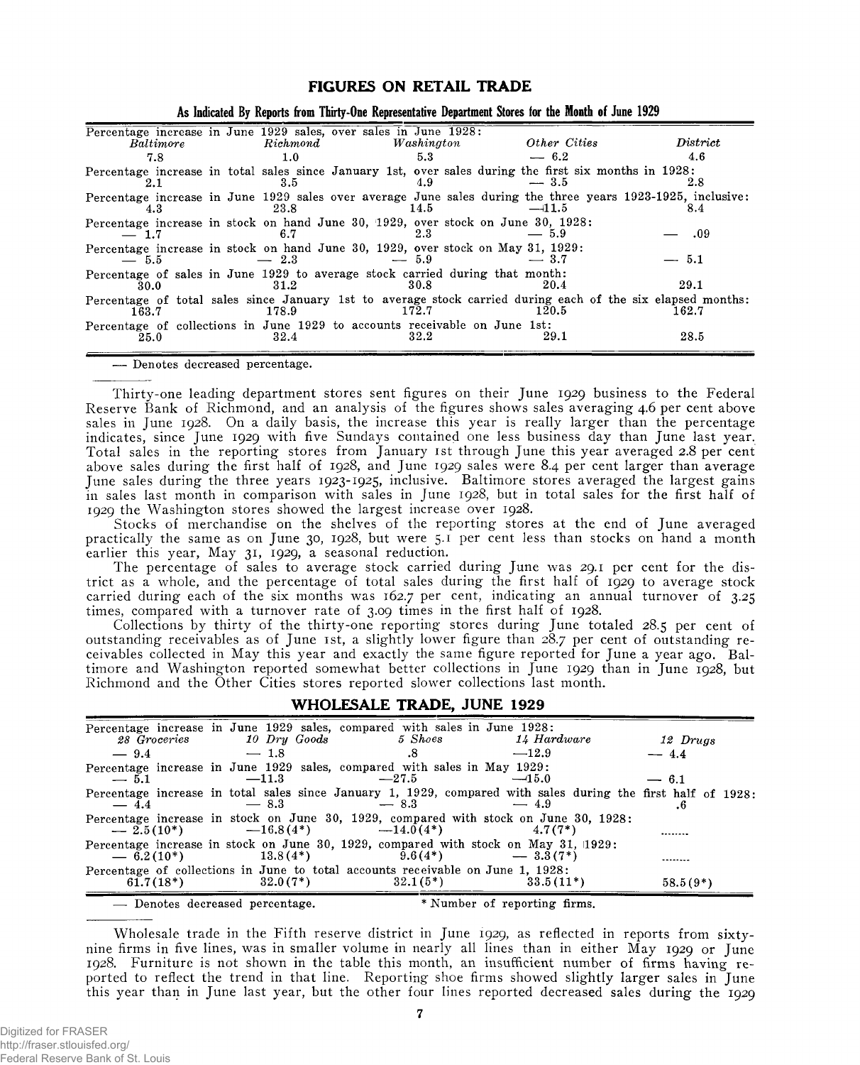## FIGURES ON RETAIL TRADE

**As Indicated By Reports from Thirty-One Representative Department Stores for the Month of June 1929**

| | *Baltimore* | *Richmond* | *Washington* | *Other Cities* | *District* |
|---|---|---|---|---|---|
| Percentage increase in June 1929 sales, over sales in June 1928: | 7.8 | 1.0 | 5.3 | — 6.2 | 4.6 |
| Percentage increase in total sales since January 1st, over sales during the first six months in 1928: | 2.1 | 3.5 | 4.9 | — 3.5 | 2.8 |
| Percentage increase in June 1929 sales over average June sales during the three years 1923-1925, inclusive: | 4.3 | 23.8 | 14.5 | —11.5 | 8.4 |
| Percentage increase in stock on hand June 30, 1929, over stock on June 30, 1928: | — 1.7 | 6.7 | 2.3 | — 5.9 | — .09 |
| Percentage increase in stock on hand June 30, 1929, over stock on May 31, 1929: | — 5.5 | — 2.3 | — 5.9 | — 3.7 | — 5.1 |
| Percentage of sales in June 1929 to average stock carried during that month: | 30.0 | 31.2 | 30.8 | 20.4 | 29.1 |
| Percentage of total sales since January 1st to average stock carried during each of the six elapsed months: | 163.7 | 178.9 | 172.7 | 120.5 | 162.7 |
| Percentage of collections in June 1929 to accounts receivable on June 1st: | 25.0 | 32.4 | 32.2 | 29.1 | 28.5 |

— Denotes decreased percentage.

Thirty-one leading department stores sent figures on their June 1929 business to the Federal Reserve Bank of Richmond, and an analysis of the figures shows sales averaging 4.6 per cent above sales in June 1928. On a daily basis, the increase this year is really larger than the percentage indicates, since June 1929 with five Sundays contained one less business day than June last year. Total sales in the reporting stores from January 1st through June this year averaged 2.8 per cent above sales during the first half of 1928, and June 1929 sales were 8.4 per cent larger than average June sales during the three years 1923-1925, inclusive. Baltimore stores averaged the largest gains in sales last month in comparison with sales in June 1928, but in total sales for the first half of 1929 the Washington stores showed the largest increase over 1928.

Stocks of merchandise on the shelves of the reporting stores at the end of June averaged practically the same as on June 30, 1928, but were 5.1 per cent less than stocks on hand a month earlier this year, May 31, 1929, a seasonal reduction.

The percentage of sales to average stock carried during June was 29.1 per cent for the district as a whole, and the percentage of total sales during the first half of 1929 to average stock carried during each of the six months was 162.7 per cent, indicating an annual turnover of 3.25 times, compared with a turnover rate of 3.09 times in the first half of 1928.

Collections by thirty of the thirty-one reporting stores during June totaled 28.5 per cent of outstanding receivables as of June 1st, a slightly lower figure than 28.7 per cent of outstanding receivables collected in May this year and exactly the same figure reported for June a year ago. Baltimore and Washington reported somewhat better collections in June 1929 than in June 1928, but Richmond and the Other Cities stores reported slower collections last month.

## WHOLESALE TRADE, JUNE 1929

| | *28 Groceries* | *10 Dry Goods* | *5 Shoes* | *14 Hardware* | *12 Drugs* |
|---|---|---|---|---|---|
| Percentage increase in June 1929 sales, compared with sales in June 1928: | — 9.4 | — 1.8 | .8 | —12.9 | — 4.4 |
| Percentage increase in June 1929 sales, compared with sales in May 1929: | — 5.1 | —11.3 | —27.5 | —15.0 | — 6.1 |
| Percentage increase in total sales since January 1, 1929, compared with sales during the first half of 1928: | — 4.4 | — 8.3 | — 8.3 | — 4.9 | .6 |
| Percentage increase in stock on June 30, 1929, compared with stock on June 30, 1928: | — 2.5(10*) | —16.8(4*) | —14.0(4*) | 4.7(7*) | ........ |
| Percentage increase in stock on June 30, 1929, compared with stock on May 31, 1929: | — 6.2(10*) | 13.8(4*) | 9.6(4*) | — 3.3(7*) | ........ |
| Percentage of collections in June to total accounts receivable on June 1, 1928: | 61.7(18*) | 32.0(7*) | 32.1(5*) | 33.5(11*) | 58.5(9*) |

— Denotes decreased percentage. * Number of reporting firms.

Wholesale trade in the Fifth reserve district in June 1929, as reflected in reports from sixty-nine firms in five lines, was in smaller volume in nearly all lines than in either May 1929 or June 1928. Furniture is not shown in the table this month, an insufficient number of firms having reported to reflect the trend in that line. Reporting shoe firms showed slightly larger sales in June this year than in June last year, but the other four lines reported decreased sales during the 1929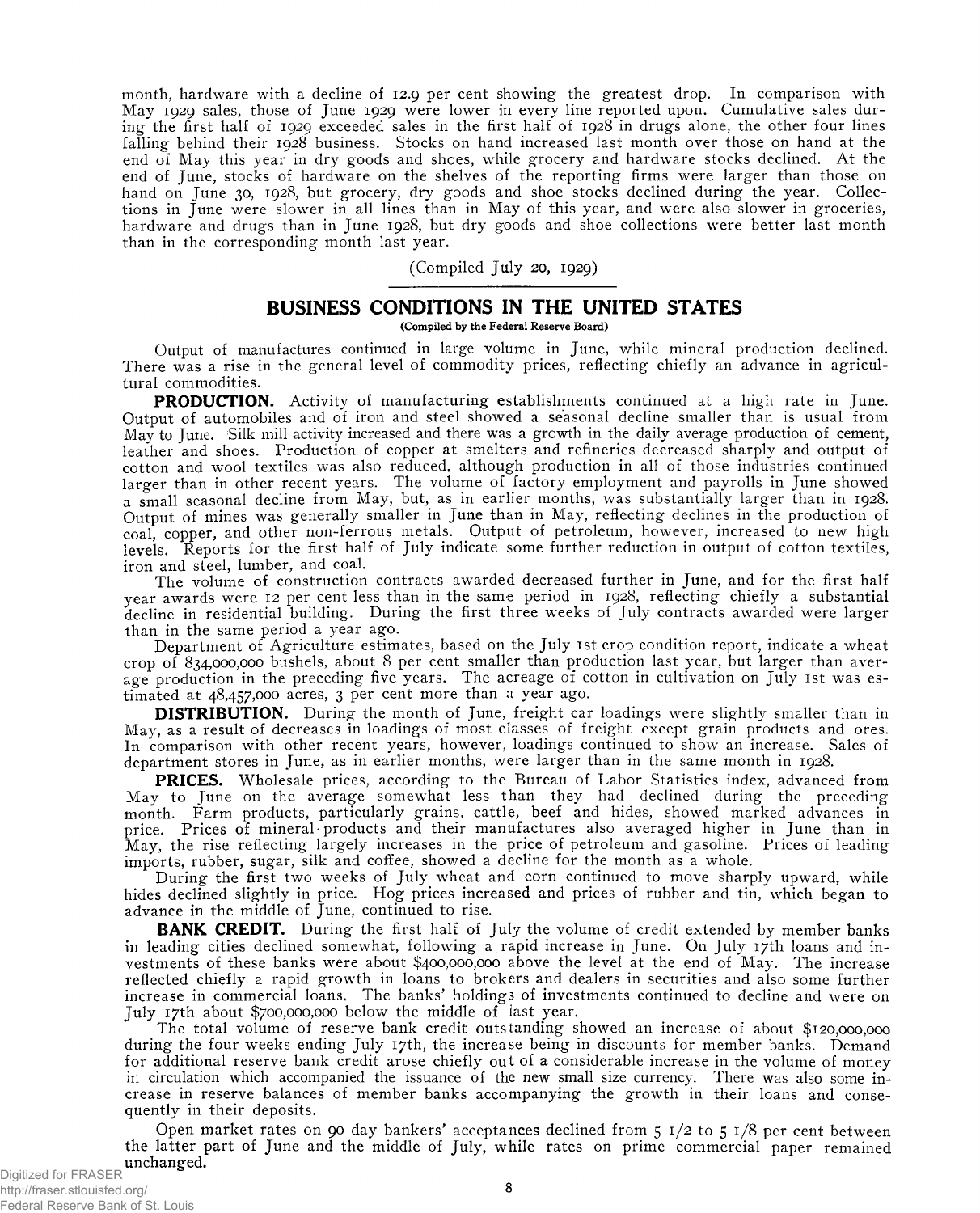month, hardware with a decline of 12.9 per cent showing the greatest drop. In comparison with May 1929 sales, those of June 1929 were lower in every line reported upon. Cumulative sales during the first half of 1929 exceeded sales in the first half of 1928 in drugs alone, the other four lines falling behind their 1928 business. Stocks on hand increased last month over those on hand at the end of May this year in dry goods and shoes, while grocery and hardware stocks declined. At the end of June, stocks of hardware on the shelves of the reporting firms were larger than those on hand on June 30, 1928, but grocery, dry goods and shoe stocks declined during the year. Collections in June were slower in all lines than in May of this year, and were also slower in groceries, hardware and drugs than in June 1928, but dry goods and shoe collections were better last month than in the corresponding month last year.

(Compiled July 20, 1929)

## BUSINESS CONDITIONS IN THE UNITED STATES

**(Compiled by the Federal Reserve Board)**

Output of manufactures continued in large volume in June, while mineral production declined. There was a rise in the general level of commodity prices, reflecting chiefly an advance in agricultural commodities.

**PRODUCTION.** Activity of manufacturing establishments continued at a high rate in June. Output of automobiles and of iron and steel showed a seasonal decline smaller than is usual from May to June. Silk mill activity increased and there was a growth in the daily average production of cement, leather and shoes. Production of copper at smelters and refineries decreased sharply and output of cotton and wool textiles was also reduced, although production in all of those industries continued larger than in other recent years. The volume of factory employment and payrolls in June showed a small seasonal decline from May, but, as in earlier months, was substantially larger than in 1928. Output of mines was generally smaller in June than in May, reflecting declines in the production of coal, copper, and other non-ferrous metals. Output of petroleum, however, increased to new high levels. Reports for the first half of July indicate some further reduction in output of cotton textiles, iron and steel, lumber, and coal.

The volume of construction contracts awarded decreased further in June, and for the first half year awards were 12 per cent less than in the same period in 1928, reflecting chiefly a substantial decline in residential building. During the first three weeks of July contracts awarded were larger than in the same period a year ago.

Department of Agriculture estimates, based on the July 1st crop condition report, indicate a wheat crop of 834,000,000 bushels, about 8 per cent smaller than production last year, but larger than average production in the preceding five years. The acreage of cotton in cultivation on July 1st was estimated at 48,457,000 acres, 3 per cent more than a year ago.

**DISTRIBUTION.** During the month of June, freight car loadings were slightly smaller than in May, as a result of decreases in loadings of most classes of freight except grain products and ores. In comparison with other recent years, however, loadings continued to show an increase. Sales of department stores in June, as in earlier months, were larger than in the same month in 1928.

**PRICES.** Wholesale prices, according to the Bureau of Labor Statistics index, advanced from May to June on the average somewhat less than they had declined during the preceding month. Farm products, particularly grains, cattle, beef and hides, showed marked advances in price. Prices of mineral products and their manufactures also averaged higher in June than in May, the rise reflecting largely increases in the price of petroleum and gasoline. Prices of leading imports, rubber, sugar, silk and coffee, showed a decline for the month as a whole.

During the first two weeks of July wheat and corn continued to move sharply upward, while hides declined slightly in price. Hog prices increased and prices of rubber and tin, which began to advance in the middle of June, continued to rise.

**BANK CREDIT.** During the first half of July the volume of credit extended by member banks in leading cities declined somewhat, following a rapid increase in June. On July 17th loans and investments of these banks were about $400,000,000 above the level at the end of May. The increase reflected chiefly a rapid growth in loans to brokers and dealers in securities and also some further increase in commercial loans. The banks' holdings of investments continued to decline and were on July 17th about $700,000,000 below the middle of last year.

The total volume of reserve bank credit outstanding showed an increase of about $120,000,000 during the four weeks ending July 17th, the increase being in discounts for member banks. Demand for additional reserve bank credit arose chiefly out of a considerable increase in the volume of money in circulation which accompanied the issuance of the new small size currency. There was also some increase in reserve balances of member banks accompanying the growth in their loans and consequently in their deposits.

Open market rates on 90 day bankers' acceptances declined from 5 1/2 to 5 1/8 per cent between the latter part of June and the middle of July, while rates on prime commercial paper remained unchanged.